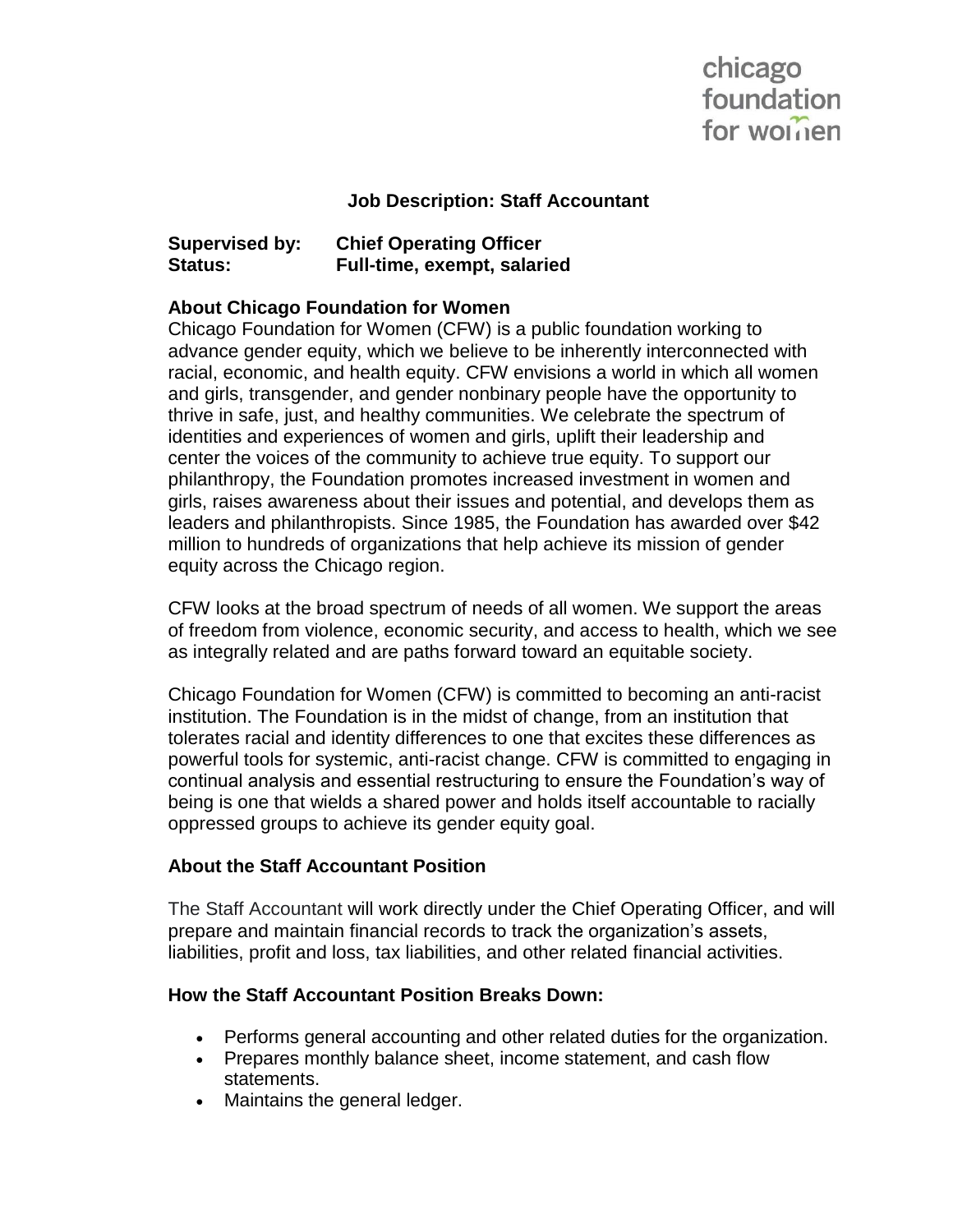chicago
foundation
for women

# Job Description: Staff Accountant

**Supervised by:** **Chief Operating Officer**
**Status:** **Full-time, exempt, salaried**

## About Chicago Foundation for Women

Chicago Foundation for Women (CFW) is a public foundation working to advance gender equity, which we believe to be inherently interconnected with racial, economic, and health equity. CFW envisions a world in which all women and girls, transgender, and gender nonbinary people have the opportunity to thrive in safe, just, and healthy communities. We celebrate the spectrum of identities and experiences of women and girls, uplift their leadership and center the voices of the community to achieve true equity. To support our philanthropy, the Foundation promotes increased investment in women and girls, raises awareness about their issues and potential, and develops them as leaders and philanthropists. Since 1985, the Foundation has awarded over $42 million to hundreds of organizations that help achieve its mission of gender equity across the Chicago region.

CFW looks at the broad spectrum of needs of all women. We support the areas of freedom from violence, economic security, and access to health, which we see as integrally related and are paths forward toward an equitable society.

Chicago Foundation for Women (CFW) is committed to becoming an anti-racist institution. The Foundation is in the midst of change, from an institution that tolerates racial and identity differences to one that excites these differences as powerful tools for systemic, anti-racist change. CFW is committed to engaging in continual analysis and essential restructuring to ensure the Foundation's way of being is one that wields a shared power and holds itself accountable to racially oppressed groups to achieve its gender equity goal.

## About the Staff Accountant Position

The Staff Accountant will work directly under the Chief Operating Officer, and will prepare and maintain financial records to track the organization's assets, liabilities, profit and loss, tax liabilities, and other related financial activities.

## How the Staff Accountant Position Breaks Down:

- Performs general accounting and other related duties for the organization.
- Prepares monthly balance sheet, income statement, and cash flow statements.
- Maintains the general ledger.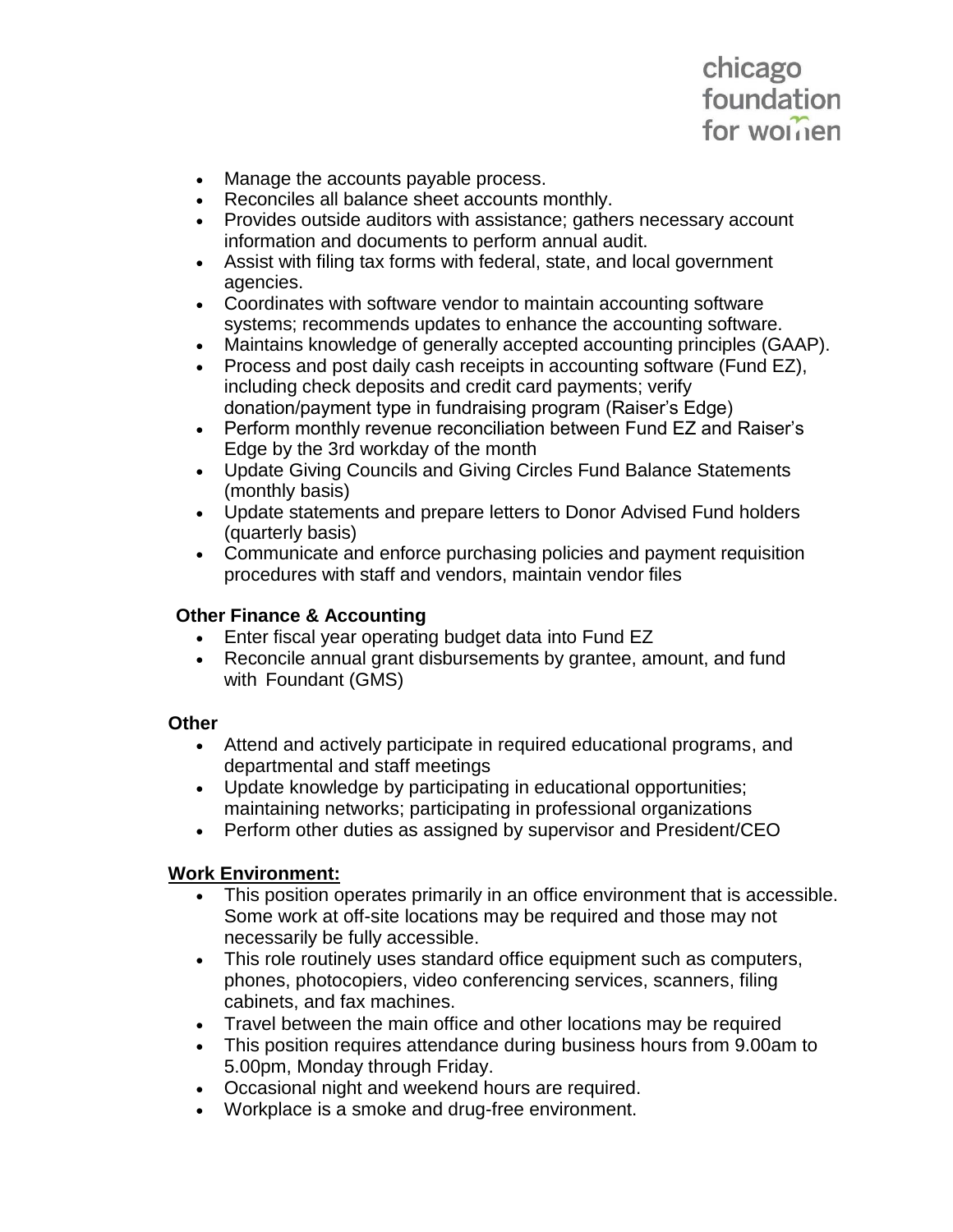- Manage the accounts payable process.
- Reconciles all balance sheet accounts monthly.
- Provides outside auditors with assistance; gathers necessary account information and documents to perform annual audit.
- Assist with filing tax forms with federal, state, and local government agencies.
- Coordinates with software vendor to maintain accounting software systems; recommends updates to enhance the accounting software.
- Maintains knowledge of generally accepted accounting principles (GAAP).
- Process and post daily cash receipts in accounting software (Fund EZ), including check deposits and credit card payments; verify donation/payment type in fundraising program (Raiser's Edge)
- Perform monthly revenue reconciliation between Fund EZ and Raiser's Edge by the 3rd workday of the month
- Update Giving Councils and Giving Circles Fund Balance Statements (monthly basis)
- Update statements and prepare letters to Donor Advised Fund holders (quarterly basis)
- Communicate and enforce purchasing policies and payment requisition procedures with staff and vendors, maintain vendor files

**Other Finance & Accounting**

- Enter fiscal year operating budget data into Fund EZ
- Reconcile annual grant disbursements by grantee, amount, and fund with Foundant (GMS)

**Other**

- Attend and actively participate in required educational programs, and departmental and staff meetings
- Update knowledge by participating in educational opportunities; maintaining networks; participating in professional organizations
- Perform other duties as assigned by supervisor and President/CEO

**Work Environment:**

- This position operates primarily in an office environment that is accessible. Some work at off-site locations may be required and those may not necessarily be fully accessible.
- This role routinely uses standard office equipment such as computers, phones, photocopiers, video conferencing services, scanners, filing cabinets, and fax machines.
- Travel between the main office and other locations may be required
- This position requires attendance during business hours from 9.00am to 5.00pm, Monday through Friday.
- Occasional night and weekend hours are required.
- Workplace is a smoke and drug-free environment.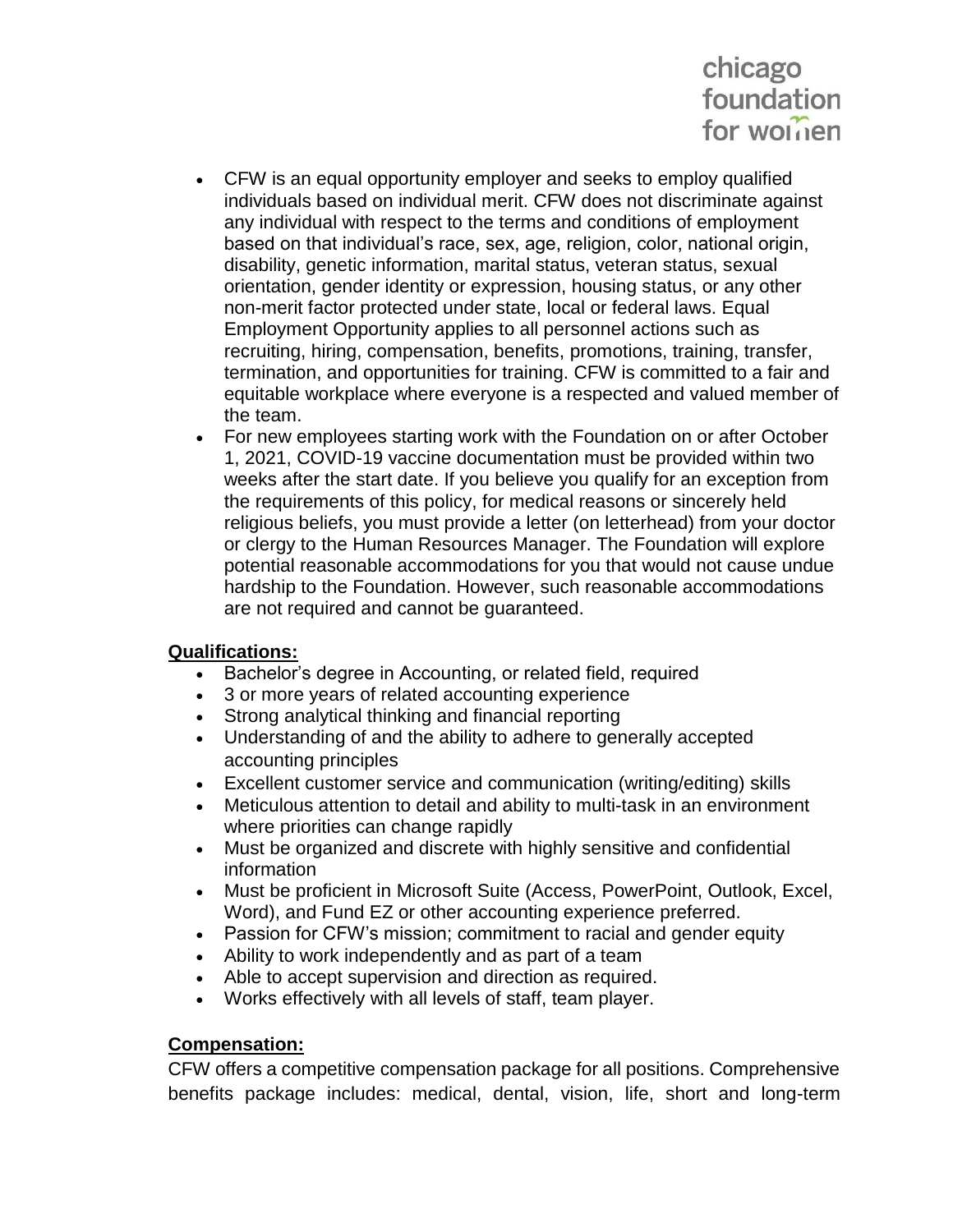- CFW is an equal opportunity employer and seeks to employ qualified individuals based on individual merit. CFW does not discriminate against any individual with respect to the terms and conditions of employment based on that individual's race, sex, age, religion, color, national origin, disability, genetic information, marital status, veteran status, sexual orientation, gender identity or expression, housing status, or any other non-merit factor protected under state, local or federal laws. Equal Employment Opportunity applies to all personnel actions such as recruiting, hiring, compensation, benefits, promotions, training, transfer, termination, and opportunities for training. CFW is committed to a fair and equitable workplace where everyone is a respected and valued member of the team.
- For new employees starting work with the Foundation on or after October 1, 2021, COVID-19 vaccine documentation must be provided within two weeks after the start date. If you believe you qualify for an exception from the requirements of this policy, for medical reasons or sincerely held religious beliefs, you must provide a letter (on letterhead) from your doctor or clergy to the Human Resources Manager. The Foundation will explore potential reasonable accommodations for you that would not cause undue hardship to the Foundation. However, such reasonable accommodations are not required and cannot be guaranteed.

**Qualifications:**

- Bachelor's degree in Accounting, or related field, required
- 3 or more years of related accounting experience
- Strong analytical thinking and financial reporting
- Understanding of and the ability to adhere to generally accepted accounting principles
- Excellent customer service and communication (writing/editing) skills
- Meticulous attention to detail and ability to multi-task in an environment where priorities can change rapidly
- Must be organized and discrete with highly sensitive and confidential information
- Must be proficient in Microsoft Suite (Access, PowerPoint, Outlook, Excel, Word), and Fund EZ or other accounting experience preferred.
- Passion for CFW's mission; commitment to racial and gender equity
- Ability to work independently and as part of a team
- Able to accept supervision and direction as required.
- Works effectively with all levels of staff, team player.

**Compensation:**

CFW offers a competitive compensation package for all positions. Comprehensive benefits package includes: medical, dental, vision, life, short and long-term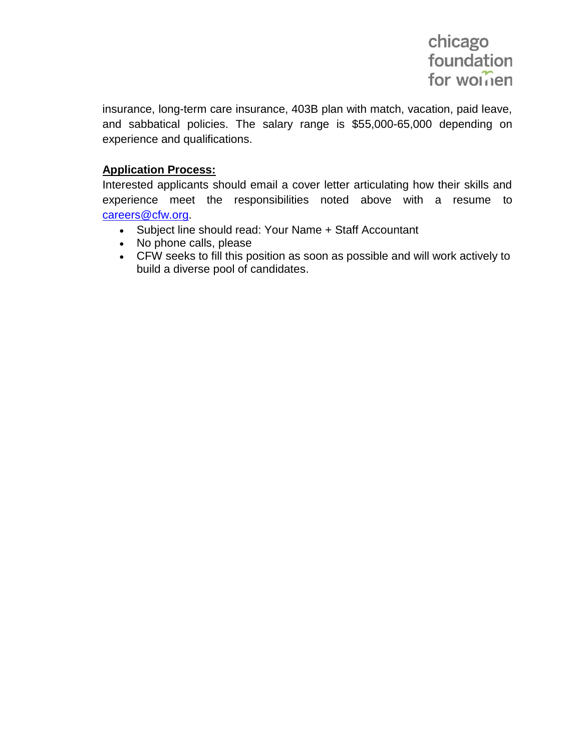insurance, long-term care insurance, 403B plan with match, vacation, paid leave, and sabbatical policies. The salary range is $55,000-65,000 depending on experience and qualifications.

**Application Process:**

Interested applicants should email a cover letter articulating how their skills and experience meet the responsibilities noted above with a resume to careers@cfw.org.

- Subject line should read: Your Name + Staff Accountant
- No phone calls, please
- CFW seeks to fill this position as soon as possible and will work actively to build a diverse pool of candidates.